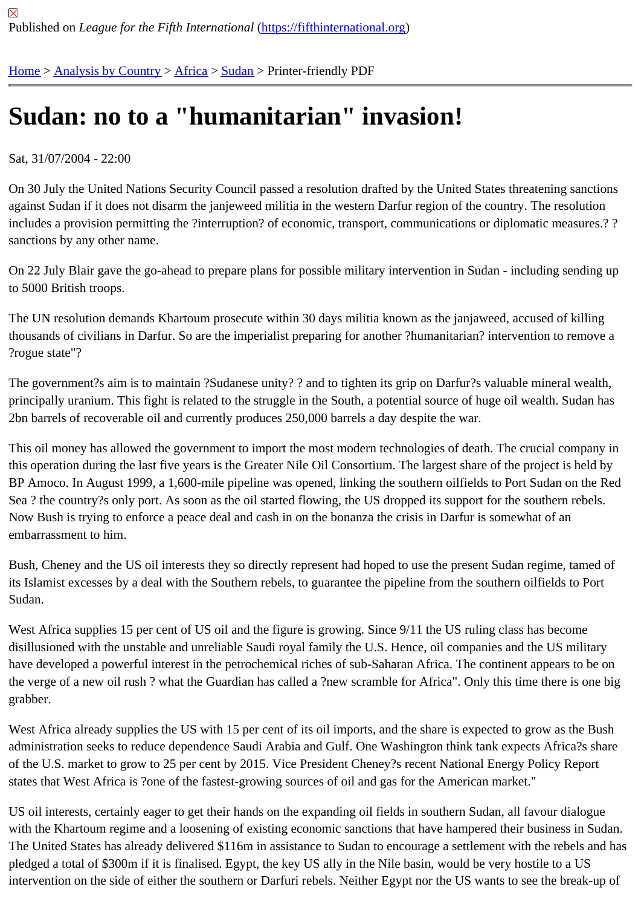Published on *League for the Fifth International* (https://fifthinternational.org)

Home > Analysis by Country > Africa > Sudan > Printer-friendly PDF

# Sudan: no to a "humanitarian" invasion!

Sat, 31/07/2004 - 22:00

On 30 July the United Nations Security Council passed a resolution drafted by the United States threatening sanctions against Sudan if it does not disarm the janjeweed militia in the western Darfur region of the country. The resolution includes a provision permitting the ?interruption? of economic, transport, communications or diplomatic measures.? ? sanctions by any other name.

On 22 July Blair gave the go-ahead to prepare plans for possible military intervention in Sudan - including sending up to 5000 British troops.

The UN resolution demands Khartoum prosecute within 30 days militia known as the janjaweed, accused of killing thousands of civilians in Darfur. So are the imperialist preparing for another ?humanitarian? intervention to remove a ?rogue state"?

The government?s aim is to maintain ?Sudanese unity? ? and to tighten its grip on Darfur?s valuable mineral wealth, principally uranium. This fight is related to the struggle in the South, a potential source of huge oil wealth. Sudan has 2bn barrels of recoverable oil and currently produces 250,000 barrels a day despite the war.

This oil money has allowed the government to import the most modern technologies of death. The crucial company in this operation during the last five years is the Greater Nile Oil Consortium. The largest share of the project is held by BP Amoco. In August 1999, a 1,600-mile pipeline was opened, linking the southern oilfields to Port Sudan on the Red Sea ? the country?s only port. As soon as the oil started flowing, the US dropped its support for the southern rebels. Now Bush is trying to enforce a peace deal and cash in on the bonanza the crisis in Darfur is somewhat of an embarrassment to him.

Bush, Cheney and the US oil interests they so directly represent had hoped to use the present Sudan regime, tamed of its Islamist excesses by a deal with the Southern rebels, to guarantee the pipeline from the southern oilfields to Port Sudan.

West Africa supplies 15 per cent of US oil and the figure is growing. Since 9/11 the US ruling class has become disillusioned with the unstable and unreliable Saudi royal family the U.S. Hence, oil companies and the US military have developed a powerful interest in the petrochemical riches of sub-Saharan Africa. The continent appears to be on the verge of a new oil rush ? what the Guardian has called a ?new scramble for Africa". Only this time there is one big grabber.

West Africa already supplies the US with 15 per cent of its oil imports, and the share is expected to grow as the Bush administration seeks to reduce dependence Saudi Arabia and Gulf. One Washington think tank expects Africa?s share of the U.S. market to grow to 25 per cent by 2015. Vice President Cheney?s recent National Energy Policy Report states that West Africa is ?one of the fastest-growing sources of oil and gas for the American market."

US oil interests, certainly eager to get their hands on the expanding oil fields in southern Sudan, all favour dialogue with the Khartoum regime and a loosening of existing economic sanctions that have hampered their business in Sudan. The United States has already delivered $116m in assistance to Sudan to encourage a settlement with the rebels and has pledged a total of $300m if it is finalised. Egypt, the key US ally in the Nile basin, would be very hostile to a US intervention on the side of either the southern or Darfuri rebels. Neither Egypt nor the US wants to see the break-up of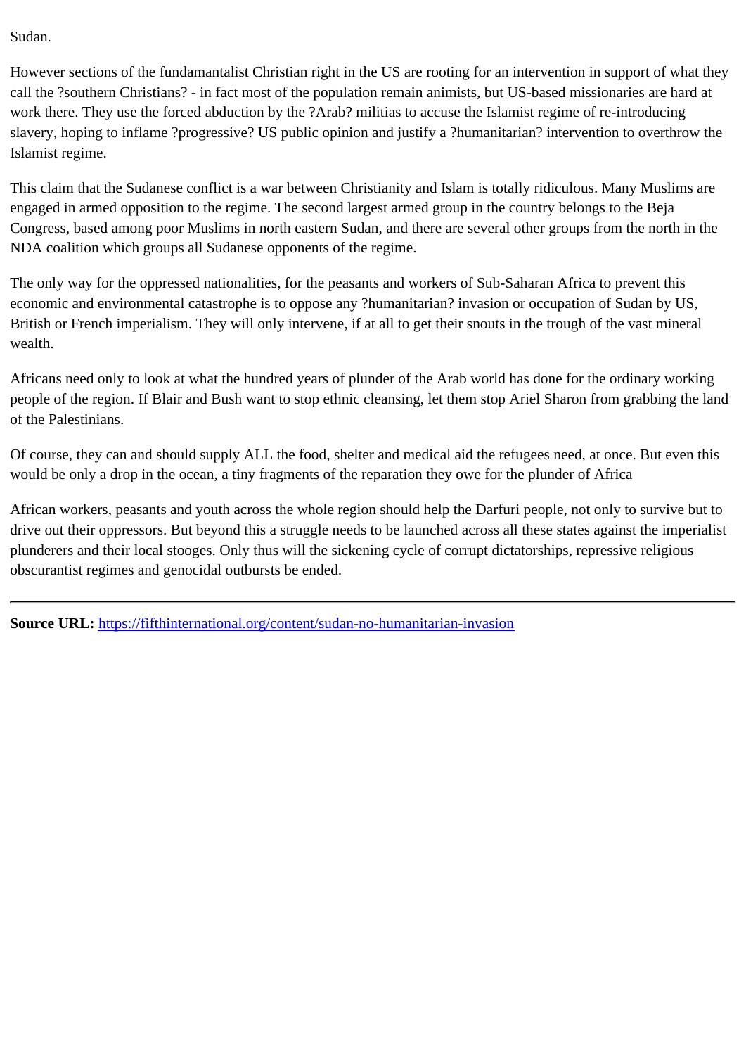Sudan.

However sections of the fundamantalist Christian right in the US are rooting for an intervention in support of what they call the ?southern Christians? - in fact most of the population remain animists, but US-based missionaries are hard at work there. They use the forced abduction by the ?Arab? militias to accuse the Islamist regime of re-introducing slavery, hoping to inflame ?progressive? US public opinion and justify a ?humanitarian? intervention to overthrow the Islamist regime.

This claim that the Sudanese conflict is a war between Christianity and Islam is totally ridiculous. Many Muslims are engaged in armed opposition to the regime. The second largest armed group in the country belongs to the Beja Congress, based among poor Muslims in north eastern Sudan, and there are several other groups from the north in the NDA coalition which groups all Sudanese opponents of the regime.

The only way for the oppressed nationalities, for the peasants and workers of Sub-Saharan Africa to prevent this economic and environmental catastrophe is to oppose any ?humanitarian? invasion or occupation of Sudan by US, British or French imperialism. They will only intervene, if at all to get their snouts in the trough of the vast mineral wealth.

Africans need only to look at what the hundred years of plunder of the Arab world has done for the ordinary working people of the region. If Blair and Bush want to stop ethnic cleansing, let them stop Ariel Sharon from grabbing the land of the Palestinians.

Of course, they can and should supply ALL the food, shelter and medical aid the refugees need, at once. But even this would be only a drop in the ocean, a tiny fragments of the reparation they owe for the plunder of Africa

African workers, peasants and youth across the whole region should help the Darfuri people, not only to survive but to drive out their oppressors. But beyond this a struggle needs to be launched across all these states against the imperialist plunderers and their local stooges. Only thus will the sickening cycle of corrupt dictatorships, repressive religious obscurantist regimes and genocidal outbursts be ended.

---

**Source URL:** https://fifthinternational.org/content/sudan-no-humanitarian-invasion